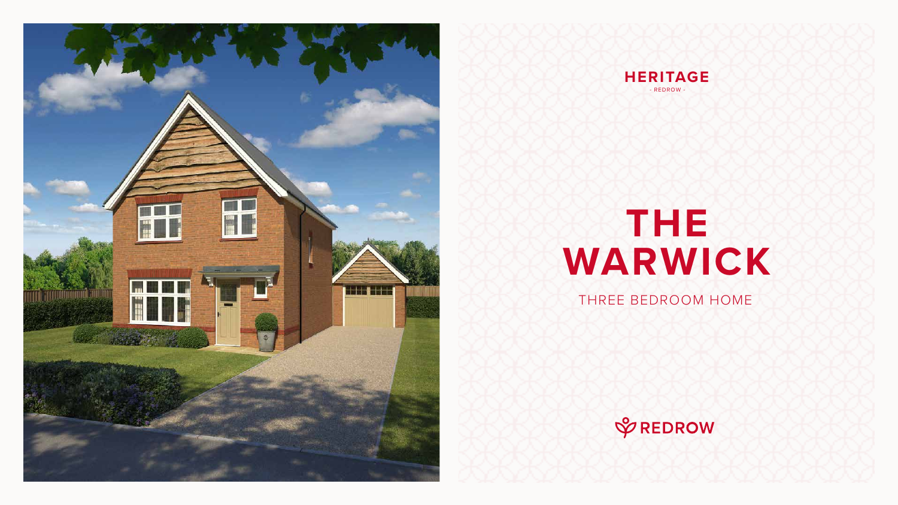HERITAGE

- REDROW -

# THE WARWICK

THREE BEDROOM HOME

REDROW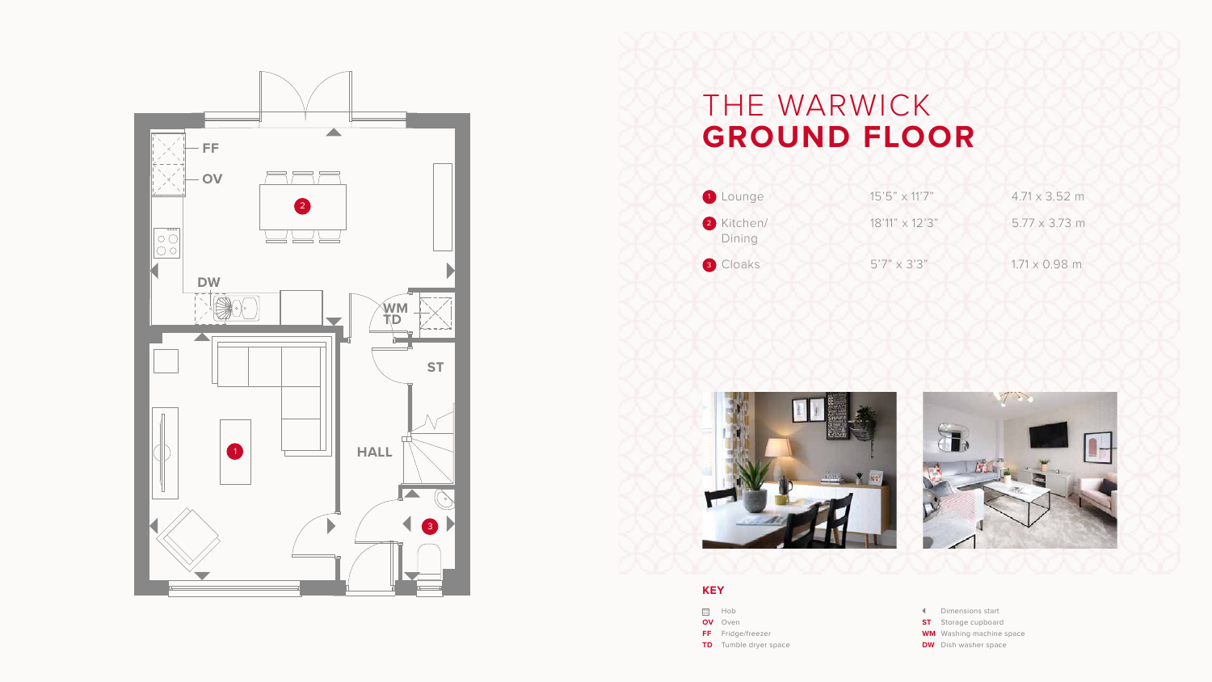# THE WARWICK
## GROUND FLOOR

| | | |
|---|---|---|
| 1 Lounge | 15'5" x 11'7" | 4.71 x 3.52 m |
| 2 Kitchen/ Dining | 18'11" x 12'3" | 5.77 x 3.73 m |
| 3 Cloaks | 5'7" x 3'3" | 1.71 x 0.98 m |

FF
OV
DW
WM
TD
ST
HALL

### KEY

- Hob
- **OV** Oven
- **FF** Fridge/freezer
- **TD** Tumble dryer space
- Dimensions start
- **ST** Storage cupboard
- **WM** Washing machine space
- **DW** Dish washer space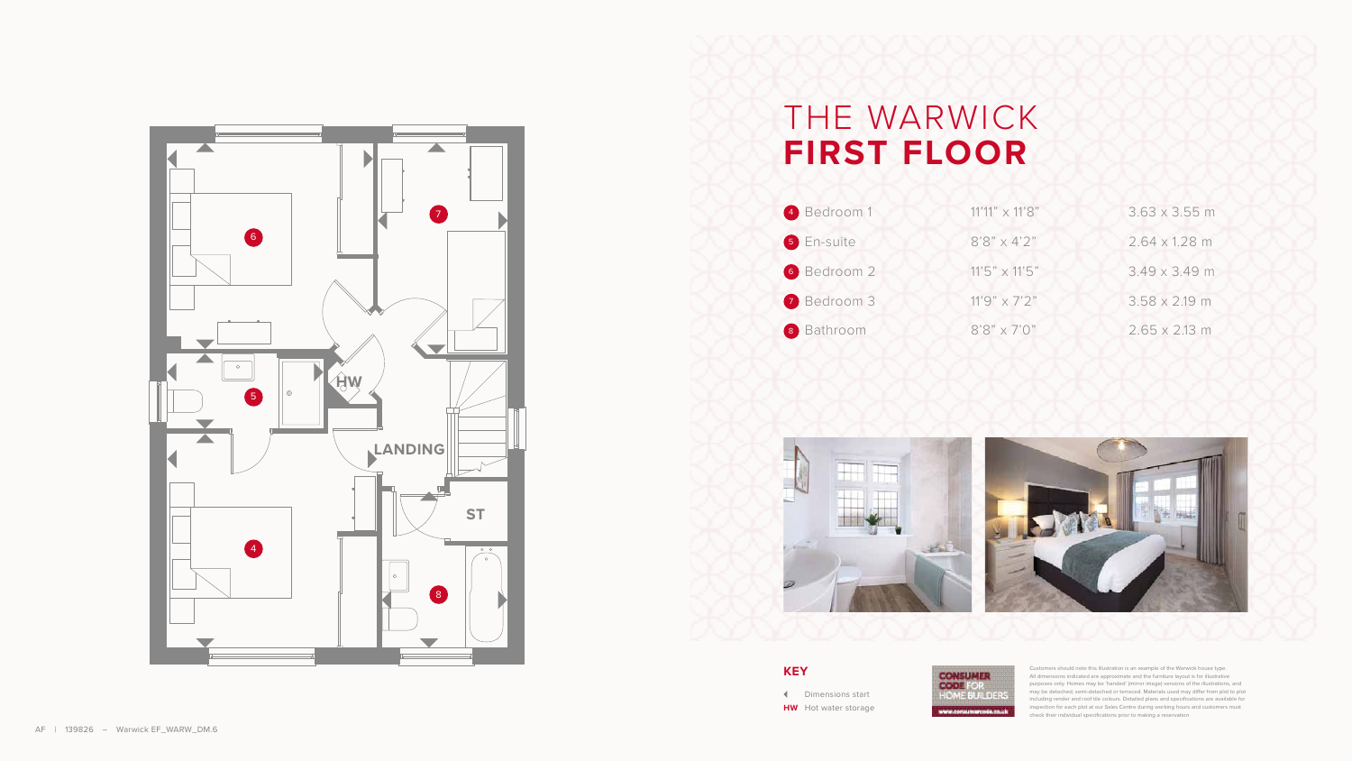# THE WARWICK
## FIRST FLOOR

| | | |
|---|---|---|
| 4 Bedroom 1 | 11'11" x 11'8" | 3.63 x 3.55 m |
| 5 En-suite | 8'8" x 4'2" | 2.64 x 1.28 m |
| 6 Bedroom 2 | 11'5" x 11'5" | 3.49 x 3.49 m |
| 7 Bedroom 3 | 11'9" x 7'2" | 3.58 x 2.19 m |
| 8 Bathroom | 8'8" x 7'0" | 2.65 x 2.13 m |

**KEY**

◀ Dimensions start

**HW** Hot water storage

Customers should note this illustration is an example of the Warwick house type. All dimensions indicated are approximate and the furniture layout is for illustrative purposes only. Homes may be 'handed' (mirror image) versions of the illustrations, and may be detached, semi-detached or terraced. Materials used may differ from plot to plot including render and roof tile colours. Detailed plans and specifications are available for inspection for each plot at our Sales Centre during working hours and customers must check their individual specifications prior to making a reservation.

AF | 139826 – Warwick EF_WARW_DM.6